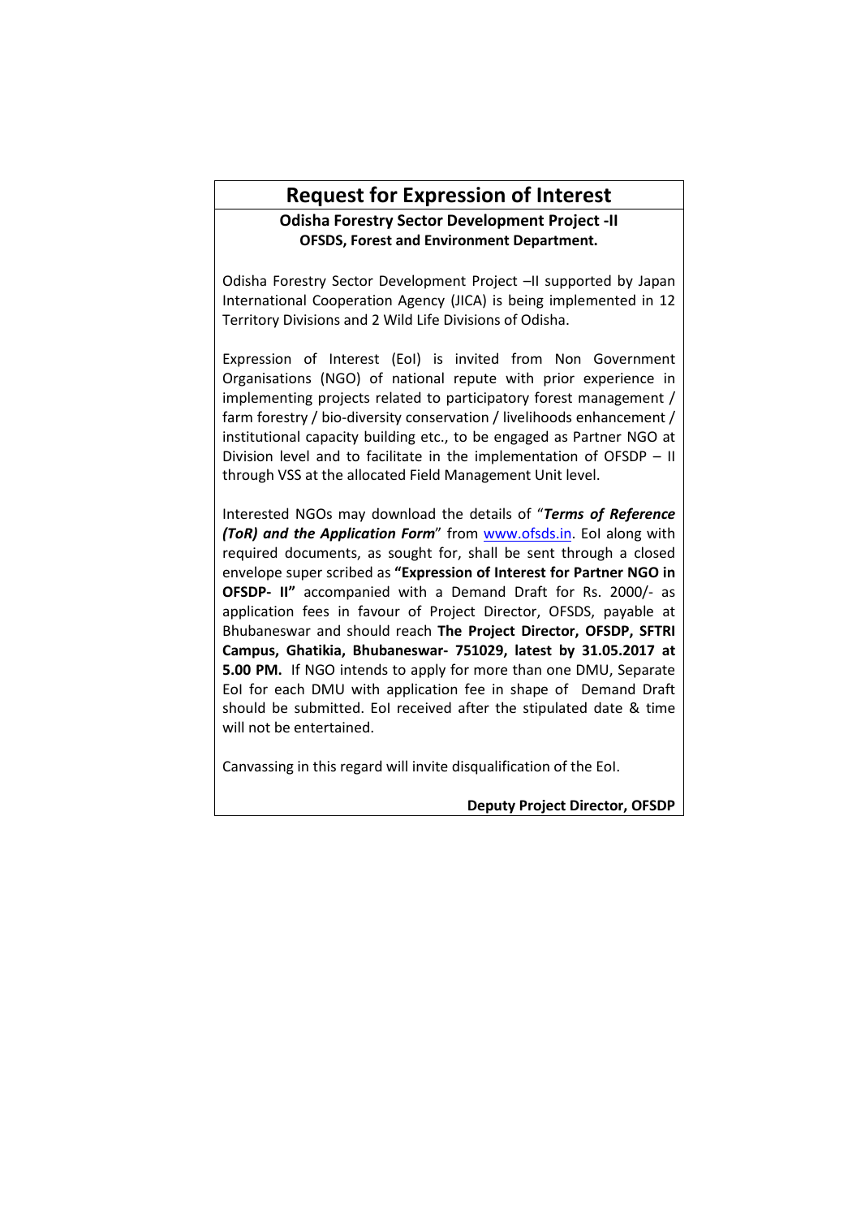# Request for Expression of Interest

**Odisha Forestry Sector Development Project -II**
**OFSDS, Forest and Environment Department.**

Odisha Forestry Sector Development Project –II supported by Japan International Cooperation Agency (JICA) is being implemented in 12 Territory Divisions and 2 Wild Life Divisions of Odisha.

Expression of Interest (EoI) is invited from Non Government Organisations (NGO) of national repute with prior experience in implementing projects related to participatory forest management / farm forestry / bio-diversity conservation / livelihoods enhancement / institutional capacity building etc., to be engaged as Partner NGO at Division level and to facilitate in the implementation of OFSDP – II through VSS at the allocated Field Management Unit level.

Interested NGOs may download the details of "***Terms of Reference (ToR) and the Application Form***" from [www.ofsds.in](www.ofsds.in). EoI along with required documents, as sought for, shall be sent through a closed envelope super scribed as **"Expression of Interest for Partner NGO in OFSDP- II"** accompanied with a Demand Draft for Rs. 2000/- as application fees in favour of Project Director, OFSDS, payable at Bhubaneswar and should reach **The Project Director, OFSDP, SFTRI Campus, Ghatikia, Bhubaneswar- 751029, latest by 31.05.2017 at 5.00 PM.** If NGO intends to apply for more than one DMU, Separate EoI for each DMU with application fee in shape of Demand Draft should be submitted. EoI received after the stipulated date & time will not be entertained.

Canvassing in this regard will invite disqualification of the EoI.

**Deputy Project Director, OFSDP**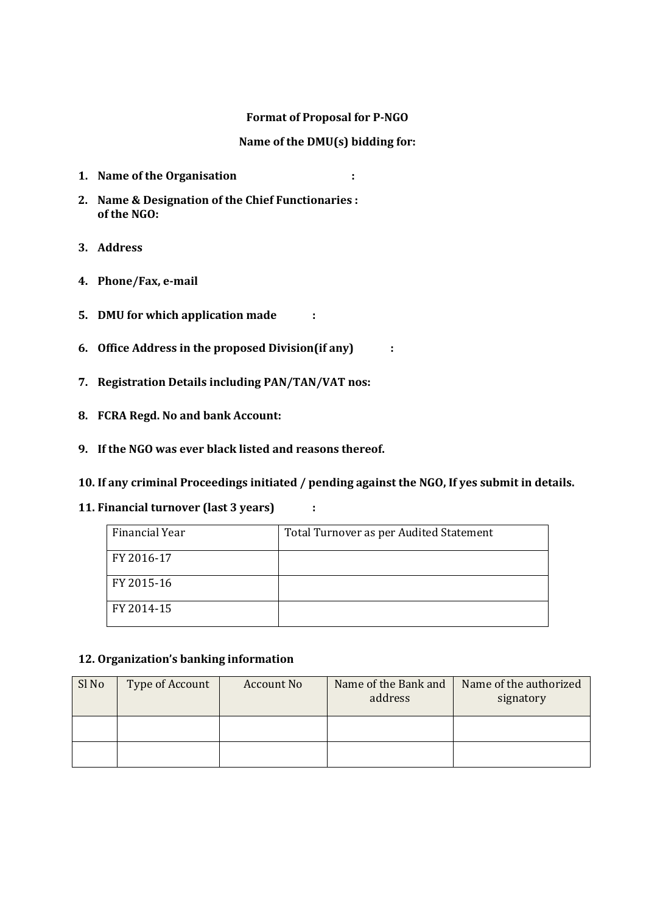**Format of Proposal for P-NGO**

**Name of the DMU(s) bidding for:**

1. **Name of the Organisation :**
2. **Name & Designation of the Chief Functionaries : of the NGO:**
3. **Address**
4. **Phone/Fax, e-mail**
5. **DMU for which application made :**
6. **Office Address in the proposed Division(if any) :**
7. **Registration Details including PAN/TAN/VAT nos:**
8. **FCRA Regd. No and bank Account:**
9. **If the NGO was ever black listed and reasons thereof.**
10. **If any criminal Proceedings initiated / pending against the NGO, If yes submit in details.**
11. **Financial turnover (last 3 years) :**

| Financial Year | Total Turnover as per Audited Statement |
|---|---|
| FY 2016-17 | |
| FY 2015-16 | |
| FY 2014-15 | |

12. **Organization's banking information**

| Sl No | Type of Account | Account No | Name of the Bank and address | Name of the authorized signatory |
|---|---|---|---|---|
| | | | | |
| | | | | |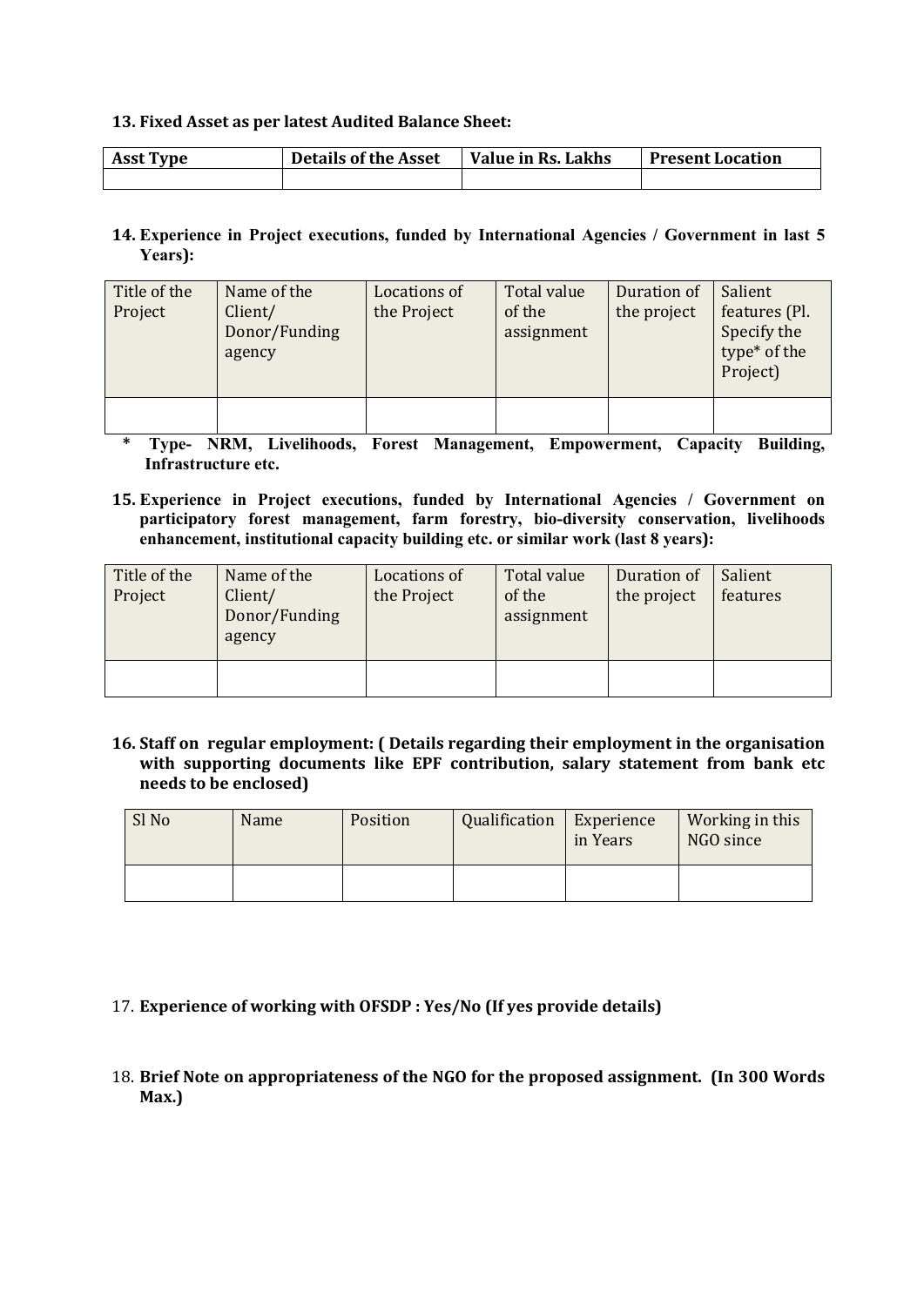**13. Fixed Asset as per latest Audited Balance Sheet:**

| Asst Type | Details of the Asset | Value in Rs. Lakhs | Present Location |
|---|---|---|---|
| | | | |

**14. Experience in Project executions, funded by International Agencies / Government in last 5 Years):**

| Title of the Project | Name of the Client/ Donor/Funding agency | Locations of the Project | Total value of the assignment | Duration of the project | Salient features (Pl. Specify the type* of the Project) |
|---|---|---|---|---|---|
| | | | | | |

**\* Type- NRM, Livelihoods, Forest Management, Empowerment, Capacity Building, Infrastructure etc.**

**15. Experience in Project executions, funded by International Agencies / Government on participatory forest management, farm forestry, bio-diversity conservation, livelihoods enhancement, institutional capacity building etc. or similar work (last 8 years):**

| Title of the Project | Name of the Client/ Donor/Funding agency | Locations of the Project | Total value of the assignment | Duration of the project | Salient features |
|---|---|---|---|---|---|
| | | | | | |

**16. Staff on regular employment: ( Details regarding their employment in the organisation with supporting documents like EPF contribution, salary statement from bank etc needs to be enclosed)**

| Sl No | Name | Position | Qualification | Experience in Years | Working in this NGO since |
|---|---|---|---|---|---|
| | | | | | |

17. **Experience of working with OFSDP : Yes/No (If yes provide details)**

18. **Brief Note on appropriateness of the NGO for the proposed assignment. (In 300 Words Max.)**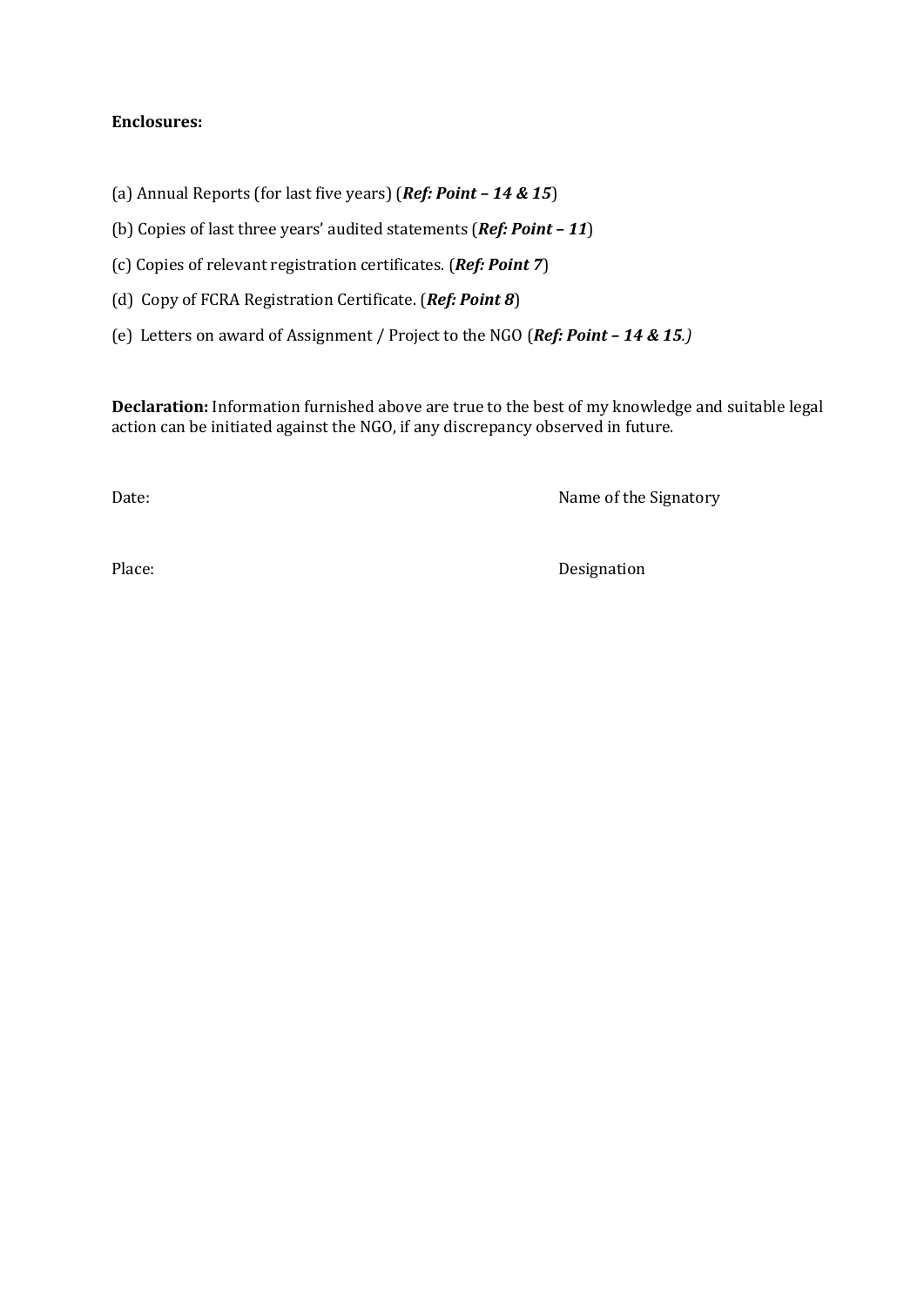**Enclosures:**

(a) Annual Reports (for last five years) (***Ref: Point – 14 & 15***)

(b) Copies of last three years' audited statements (***Ref: Point – 11***)

(c) Copies of relevant registration certificates. (***Ref: Point 7***)

(d) Copy of FCRA Registration Certificate. (***Ref: Point 8***)

(e) Letters on award of Assignment / Project to the NGO (***Ref: Point – 14 & 15**.)*

**Declaration:** Information furnished above are true to the best of my knowledge and suitable legal action can be initiated against the NGO, if any discrepancy observed in future.

Date: Name of the Signatory

Place: Designation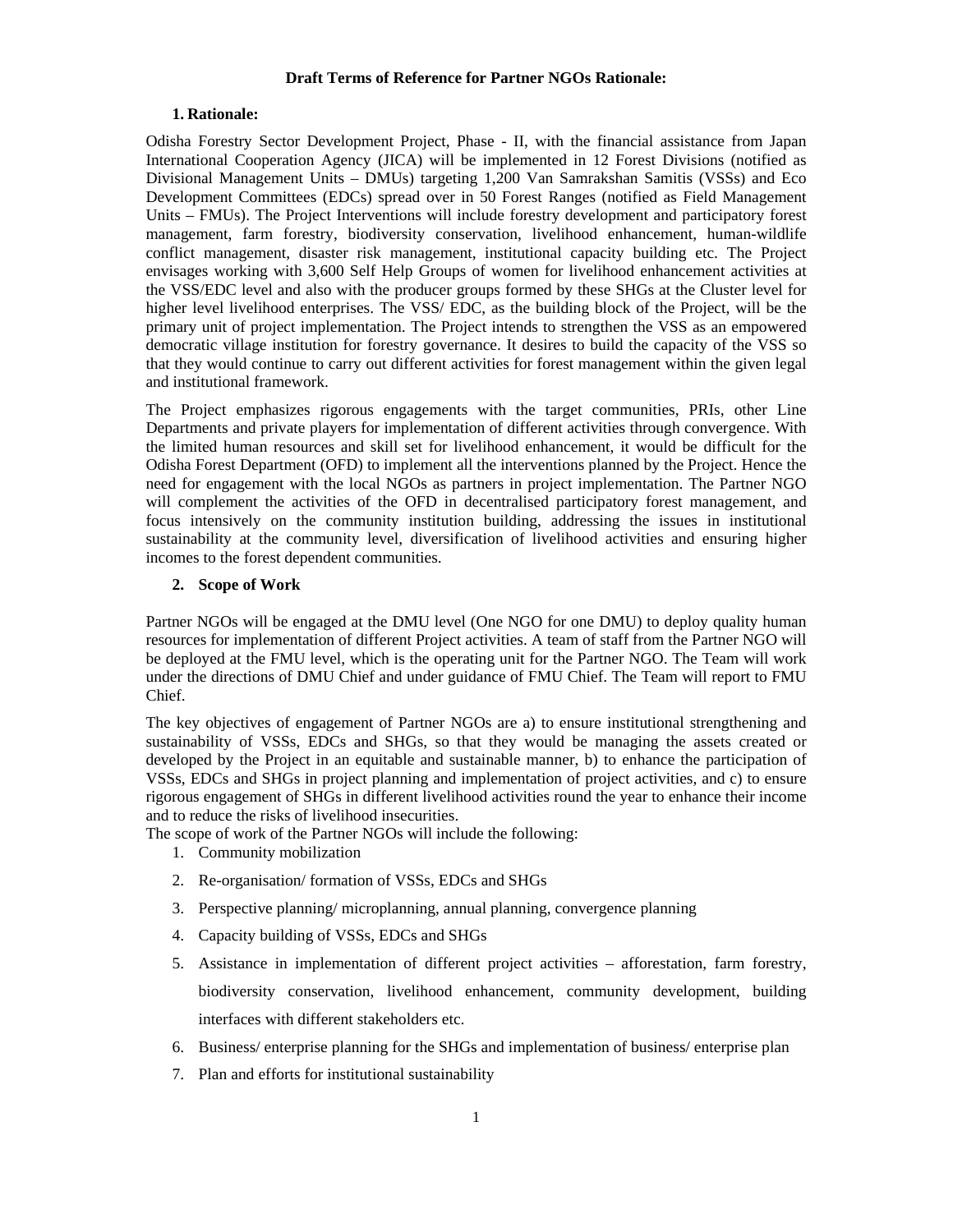**Draft Terms of Reference for Partner NGOs Rationale:**

## 1. Rationale:

Odisha Forestry Sector Development Project, Phase - II, with the financial assistance from Japan International Cooperation Agency (JICA) will be implemented in 12 Forest Divisions (notified as Divisional Management Units – DMUs) targeting 1,200 Van Samrakshan Samitis (VSSs) and Eco Development Committees (EDCs) spread over in 50 Forest Ranges (notified as Field Management Units – FMUs). The Project Interventions will include forestry development and participatory forest management, farm forestry, biodiversity conservation, livelihood enhancement, human-wildlife conflict management, disaster risk management, institutional capacity building etc. The Project envisages working with 3,600 Self Help Groups of women for livelihood enhancement activities at the VSS/EDC level and also with the producer groups formed by these SHGs at the Cluster level for higher level livelihood enterprises. The VSS/ EDC, as the building block of the Project, will be the primary unit of project implementation. The Project intends to strengthen the VSS as an empowered democratic village institution for forestry governance. It desires to build the capacity of the VSS so that they would continue to carry out different activities for forest management within the given legal and institutional framework.

The Project emphasizes rigorous engagements with the target communities, PRIs, other Line Departments and private players for implementation of different activities through convergence. With the limited human resources and skill set for livelihood enhancement, it would be difficult for the Odisha Forest Department (OFD) to implement all the interventions planned by the Project. Hence the need for engagement with the local NGOs as partners in project implementation. The Partner NGO will complement the activities of the OFD in decentralised participatory forest management, and focus intensively on the community institution building, addressing the issues in institutional sustainability at the community level, diversification of livelihood activities and ensuring higher incomes to the forest dependent communities.

## 2. Scope of Work

Partner NGOs will be engaged at the DMU level (One NGO for one DMU) to deploy quality human resources for implementation of different Project activities. A team of staff from the Partner NGO will be deployed at the FMU level, which is the operating unit for the Partner NGO. The Team will work under the directions of DMU Chief and under guidance of FMU Chief. The Team will report to FMU Chief.

The key objectives of engagement of Partner NGOs are a) to ensure institutional strengthening and sustainability of VSSs, EDCs and SHGs, so that they would be managing the assets created or developed by the Project in an equitable and sustainable manner, b) to enhance the participation of VSSs, EDCs and SHGs in project planning and implementation of project activities, and c) to ensure rigorous engagement of SHGs in different livelihood activities round the year to enhance their income and to reduce the risks of livelihood insecurities.

The scope of work of the Partner NGOs will include the following:

1. Community mobilization
2. Re-organisation/ formation of VSSs, EDCs and SHGs
3. Perspective planning/ microplanning, annual planning, convergence planning
4. Capacity building of VSSs, EDCs and SHGs
5. Assistance in implementation of different project activities – afforestation, farm forestry, biodiversity conservation, livelihood enhancement, community development, building interfaces with different stakeholders etc.
6. Business/ enterprise planning for the SHGs and implementation of business/ enterprise plan
7. Plan and efforts for institutional sustainability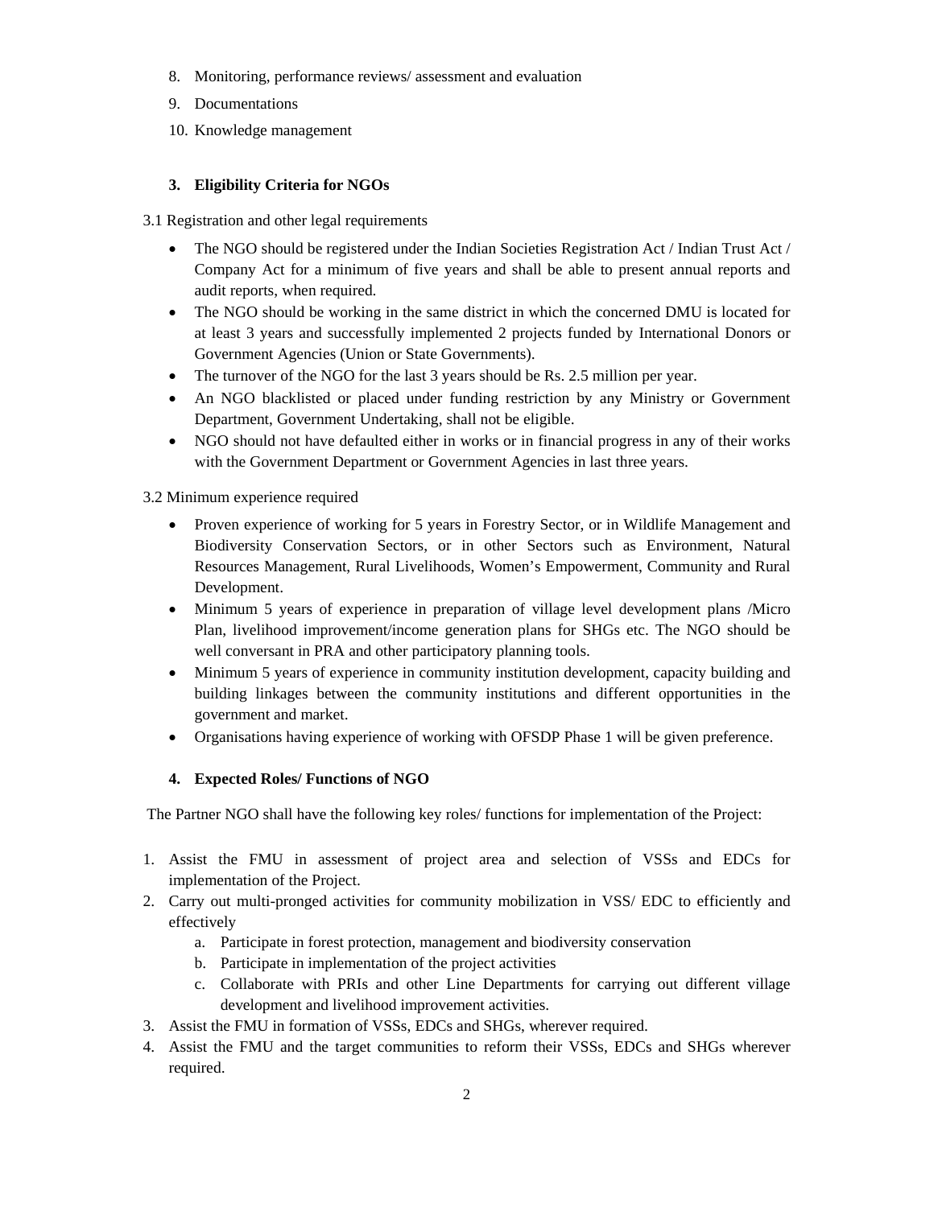8. Monitoring, performance reviews/ assessment and evaluation
9. Documentations
10. Knowledge management

### 3. Eligibility Criteria for NGOs

3.1 Registration and other legal requirements

- The NGO should be registered under the Indian Societies Registration Act / Indian Trust Act / Company Act for a minimum of five years and shall be able to present annual reports and audit reports, when required.
- The NGO should be working in the same district in which the concerned DMU is located for at least 3 years and successfully implemented 2 projects funded by International Donors or Government Agencies (Union or State Governments).
- The turnover of the NGO for the last 3 years should be Rs. 2.5 million per year.
- An NGO blacklisted or placed under funding restriction by any Ministry or Government Department, Government Undertaking, shall not be eligible.
- NGO should not have defaulted either in works or in financial progress in any of their works with the Government Department or Government Agencies in last three years.

3.2 Minimum experience required

- Proven experience of working for 5 years in Forestry Sector, or in Wildlife Management and Biodiversity Conservation Sectors, or in other Sectors such as Environment, Natural Resources Management, Rural Livelihoods, Women's Empowerment, Community and Rural Development.
- Minimum 5 years of experience in preparation of village level development plans /Micro Plan, livelihood improvement/income generation plans for SHGs etc. The NGO should be well conversant in PRA and other participatory planning tools.
- Minimum 5 years of experience in community institution development, capacity building and building linkages between the community institutions and different opportunities in the government and market.
- Organisations having experience of working with OFSDP Phase 1 will be given preference.

### 4. Expected Roles/ Functions of NGO

The Partner NGO shall have the following key roles/ functions for implementation of the Project:

1. Assist the FMU in assessment of project area and selection of VSSs and EDCs for implementation of the Project.
2. Carry out multi-pronged activities for community mobilization in VSS/ EDC to efficiently and effectively
   a. Participate in forest protection, management and biodiversity conservation
   b. Participate in implementation of the project activities
   c. Collaborate with PRIs and other Line Departments for carrying out different village development and livelihood improvement activities.
3. Assist the FMU in formation of VSSs, EDCs and SHGs, wherever required.
4. Assist the FMU and the target communities to reform their VSSs, EDCs and SHGs wherever required.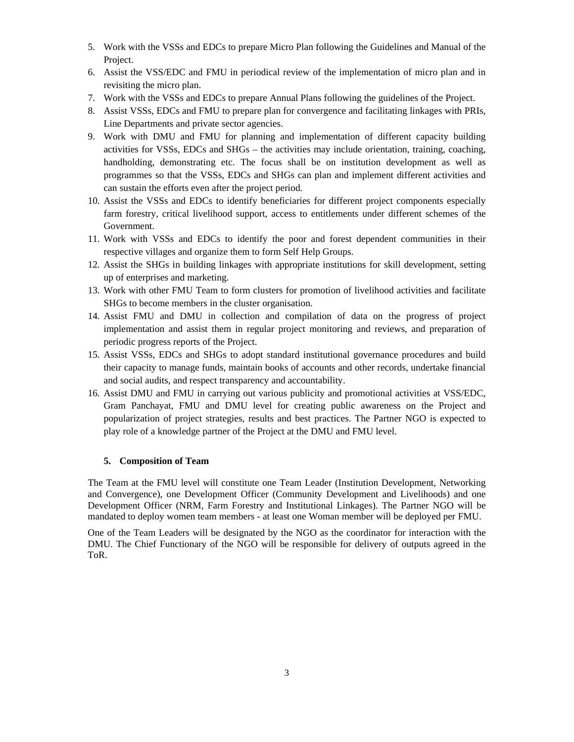5. Work with the VSSs and EDCs to prepare Micro Plan following the Guidelines and Manual of the Project.
6. Assist the VSS/EDC and FMU in periodical review of the implementation of micro plan and in revisiting the micro plan.
7. Work with the VSSs and EDCs to prepare Annual Plans following the guidelines of the Project.
8. Assist VSSs, EDCs and FMU to prepare plan for convergence and facilitating linkages with PRIs, Line Departments and private sector agencies.
9. Work with DMU and FMU for planning and implementation of different capacity building activities for VSSs, EDCs and SHGs – the activities may include orientation, training, coaching, handholding, demonstrating etc. The focus shall be on institution development as well as programmes so that the VSSs, EDCs and SHGs can plan and implement different activities and can sustain the efforts even after the project period.
10. Assist the VSSs and EDCs to identify beneficiaries for different project components especially farm forestry, critical livelihood support, access to entitlements under different schemes of the Government.
11. Work with VSSs and EDCs to identify the poor and forest dependent communities in their respective villages and organize them to form Self Help Groups.
12. Assist the SHGs in building linkages with appropriate institutions for skill development, setting up of enterprises and marketing.
13. Work with other FMU Team to form clusters for promotion of livelihood activities and facilitate SHGs to become members in the cluster organisation.
14. Assist FMU and DMU in collection and compilation of data on the progress of project implementation and assist them in regular project monitoring and reviews, and preparation of periodic progress reports of the Project.
15. Assist VSSs, EDCs and SHGs to adopt standard institutional governance procedures and build their capacity to manage funds, maintain books of accounts and other records, undertake financial and social audits, and respect transparency and accountability.
16. Assist DMU and FMU in carrying out various publicity and promotional activities at VSS/EDC, Gram Panchayat, FMU and DMU level for creating public awareness on the Project and popularization of project strategies, results and best practices. The Partner NGO is expected to play role of a knowledge partner of the Project at the DMU and FMU level.

## 5. Composition of Team

The Team at the FMU level will constitute one Team Leader (Institution Development, Networking and Convergence), one Development Officer (Community Development and Livelihoods) and one Development Officer (NRM, Farm Forestry and Institutional Linkages). The Partner NGO will be mandated to deploy women team members - at least one Woman member will be deployed per FMU.

One of the Team Leaders will be designated by the NGO as the coordinator for interaction with the DMU. The Chief Functionary of the NGO will be responsible for delivery of outputs agreed in the ToR.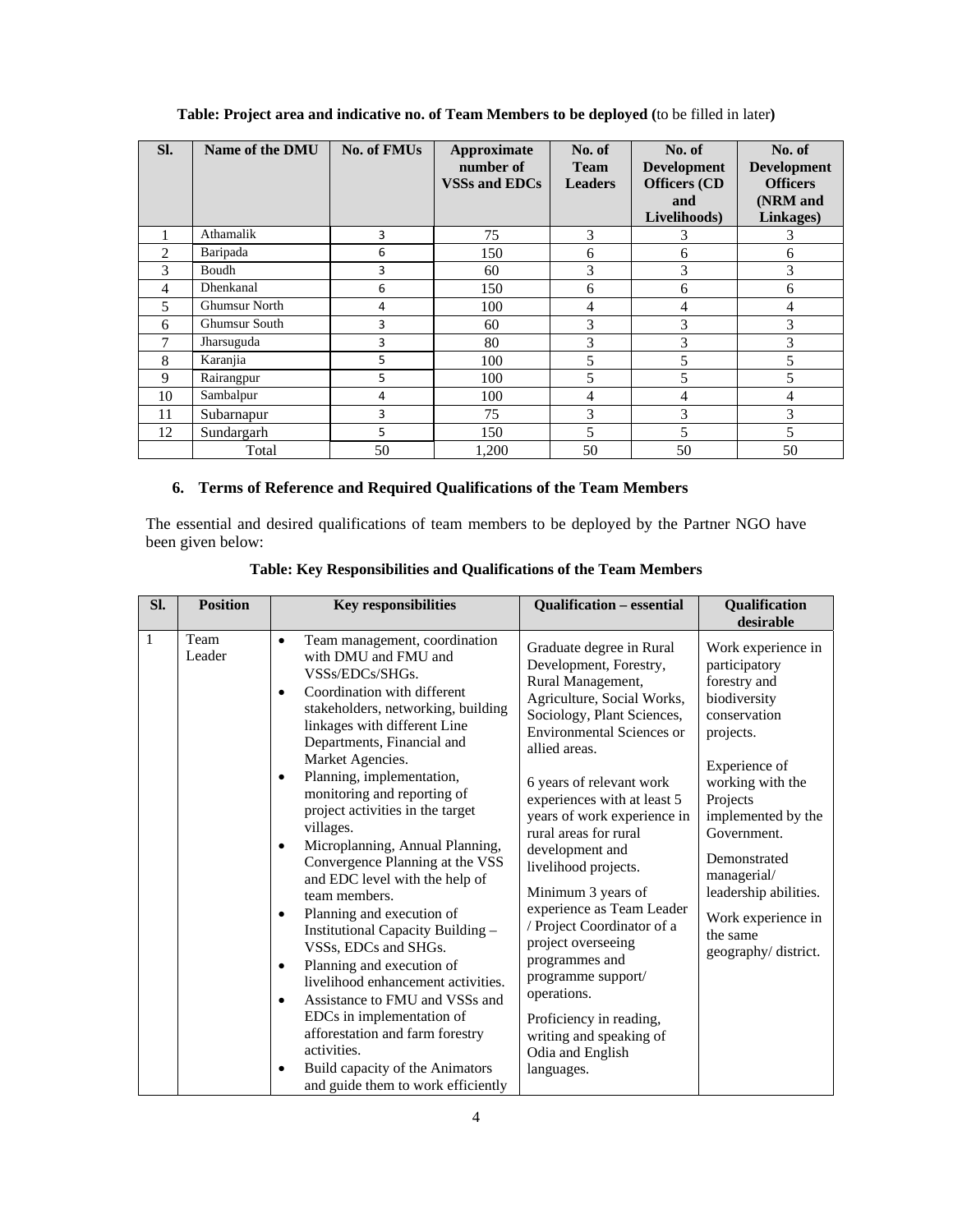**Table: Project area and indicative no. of Team Members to be deployed (**to be filled in later**)**

| Sl. | Name of the DMU | No. of FMUs | Approximate number of VSSs and EDCs | No. of Team Leaders | No. of Development Officers (CD and Livelihoods) | No. of Development Officers (NRM and Linkages) |
|---|---|---|---|---|---|---|
| 1 | Athamalik | 3 | 75 | 3 | 3 | 3 |
| 2 | Baripada | 6 | 150 | 6 | 6 | 6 |
| 3 | Boudh | 3 | 60 | 3 | 3 | 3 |
| 4 | Dhenkanal | 6 | 150 | 6 | 6 | 6 |
| 5 | Ghumsur North | 4 | 100 | 4 | 4 | 4 |
| 6 | Ghumsur South | 3 | 60 | 3 | 3 | 3 |
| 7 | Jharsuguda | 3 | 80 | 3 | 3 | 3 |
| 8 | Karanjia | 5 | 100 | 5 | 5 | 5 |
| 9 | Rairangpur | 5 | 100 | 5 | 5 | 5 |
| 10 | Sambalpur | 4 | 100 | 4 | 4 | 4 |
| 11 | Subarnapur | 3 | 75 | 3 | 3 | 3 |
| 12 | Sundargarh | 5 | 150 | 5 | 5 | 5 |
| | Total | 50 | 1,200 | 50 | 50 | 50 |

## 6. Terms of Reference and Required Qualifications of the Team Members

The essential and desired qualifications of team members to be deployed by the Partner NGO have been given below:

**Table: Key Responsibilities and Qualifications of the Team Members**

| Sl. | Position | Key responsibilities | Qualification – essential | Qualification desirable |
|---|---|---|---|---|
| 1 | Team Leader | • Team management, coordination with DMU and FMU and VSSs/EDCs/SHGs.<br>• Coordination with different stakeholders, networking, building linkages with different Line Departments, Financial and Market Agencies.<br>• Planning, implementation, monitoring and reporting of project activities in the target villages.<br>• Microplanning, Annual Planning, Convergence Planning at the VSS and EDC level with the help of team members.<br>• Planning and execution of Institutional Capacity Building – VSSs, EDCs and SHGs.<br>• Planning and execution of livelihood enhancement activities.<br>• Assistance to FMU and VSSs and EDCs in implementation of afforestation and farm forestry activities.<br>• Build capacity of the Animators and guide them to work efficiently | Graduate degree in Rural Development, Forestry, Rural Management, Agriculture, Social Works, Sociology, Plant Sciences, Environmental Sciences or allied areas.<br><br>6 years of relevant work experiences with at least 5 years of work experience in rural areas for rural development and livelihood projects.<br><br>Minimum 3 years of experience as Team Leader / Project Coordinator of a project overseeing programmes and programme support/ operations.<br><br>Proficiency in reading, writing and speaking of Odia and English languages. | Work experience in participatory forestry and biodiversity conservation projects.<br><br>Experience of working with the Projects implemented by the Government.<br><br>Demonstrated managerial/ leadership abilities.<br><br>Work experience in the same geography/ district. |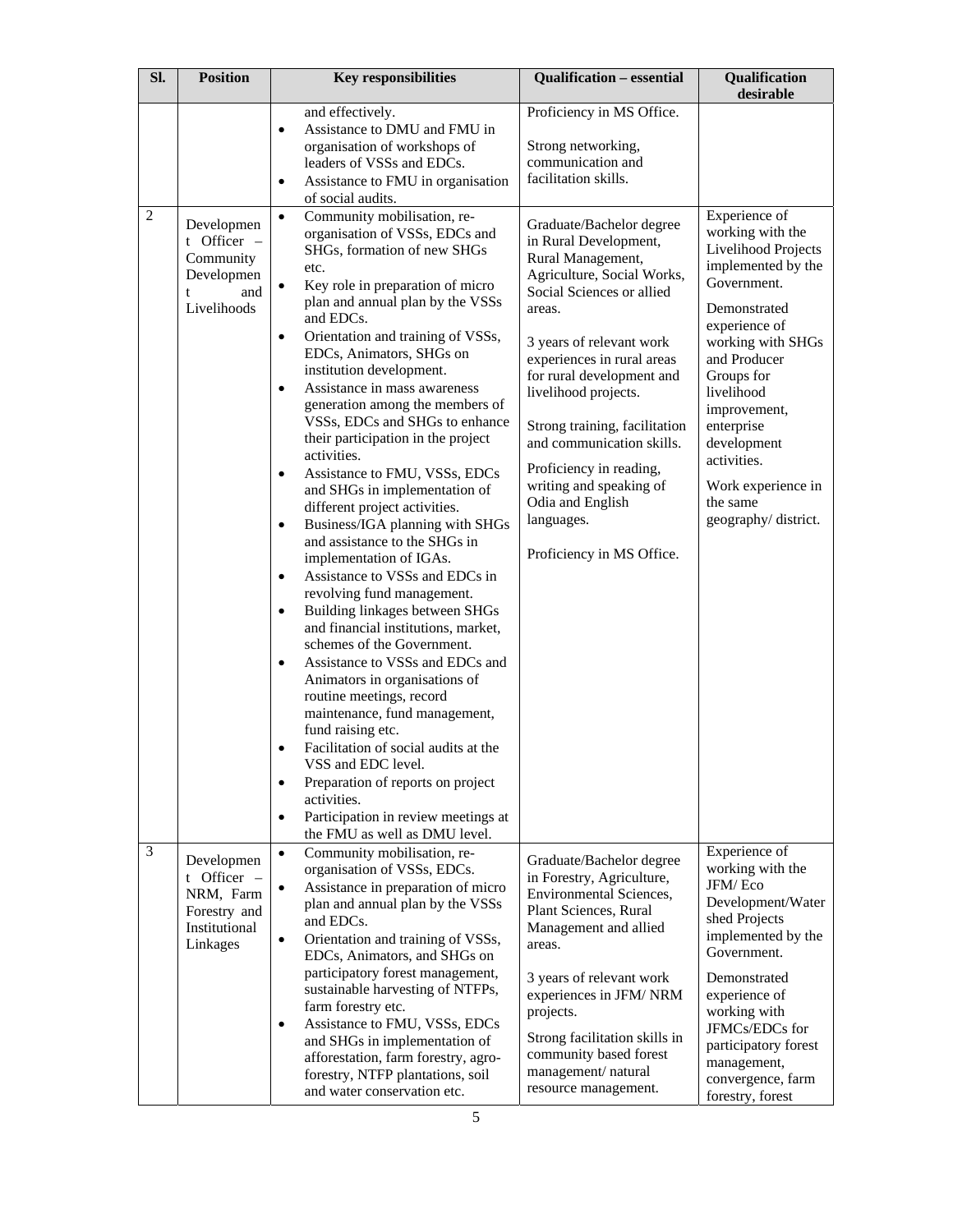| Sl. | Position | Key responsibilities | Qualification – essential | Qualification desirable |
|---|---|---|---|---|
| | | and effectively.<br>• Assistance to DMU and FMU in organisation of workshops of leaders of VSSs and EDCs.<br>• Assistance to FMU in organisation of social audits. | Proficiency in MS Office.<br><br>Strong networking, communication and facilitation skills. | |
| 2 | Development Officer – Community Development and Livelihoods | • Community mobilisation, re-organisation of VSSs, EDCs and SHGs, formation of new SHGs etc.<br>• Key role in preparation of micro plan and annual plan by the VSSs and EDCs.<br>• Orientation and training of VSSs, EDCs, Animators, SHGs on institution development.<br>• Assistance in mass awareness generation among the members of VSSs, EDCs and SHGs to enhance their participation in the project activities.<br>• Assistance to FMU, VSSs, EDCs and SHGs in implementation of different project activities.<br>• Business/IGA planning with SHGs and assistance to the SHGs in implementation of IGAs.<br>• Assistance to VSSs and EDCs in revolving fund management.<br>• Building linkages between SHGs and financial institutions, market, schemes of the Government.<br>• Assistance to VSSs and EDCs and Animators in organisations of routine meetings, record maintenance, fund management, fund raising etc.<br>• Facilitation of social audits at the VSS and EDC level.<br>• Preparation of reports on project activities.<br>• Participation in review meetings at the FMU as well as DMU level. | Graduate/Bachelor degree in Rural Development, Rural Management, Agriculture, Social Works, Social Sciences or allied areas.<br><br>3 years of relevant work experiences in rural areas for rural development and livelihood projects.<br><br>Strong training, facilitation and communication skills.<br><br>Proficiency in reading, writing and speaking of Odia and English languages.<br><br>Proficiency in MS Office. | Experience of working with the Livelihood Projects implemented by the Government.<br><br>Demonstrated experience of working with SHGs and Producer Groups for livelihood improvement, enterprise development activities.<br><br>Work experience in the same geography/ district. |
| 3 | Development Officer – NRM, Farm Forestry and Institutional Linkages | • Community mobilisation, re-organisation of VSSs, EDCs.<br>• Assistance in preparation of micro plan and annual plan by the VSSs and EDCs.<br>• Orientation and training of VSSs, EDCs, Animators, and SHGs on participatory forest management, sustainable harvesting of NTFPs, farm forestry etc.<br>• Assistance to FMU, VSSs, EDCs and SHGs in implementation of afforestation, farm forestry, agro-forestry, NTFP plantations, soil and water conservation etc. | Graduate/Bachelor degree in Forestry, Agriculture, Environmental Sciences, Plant Sciences, Rural Management and allied areas.<br><br>3 years of relevant work experiences in JFM/ NRM projects.<br><br>Strong facilitation skills in community based forest management/ natural resource management. | Experience of working with the JFM/ Eco Development/Watershed Projects implemented by the Government.<br><br>Demonstrated experience of working with JFMCs/EDCs for participatory forest management, convergence, farm forestry, forest |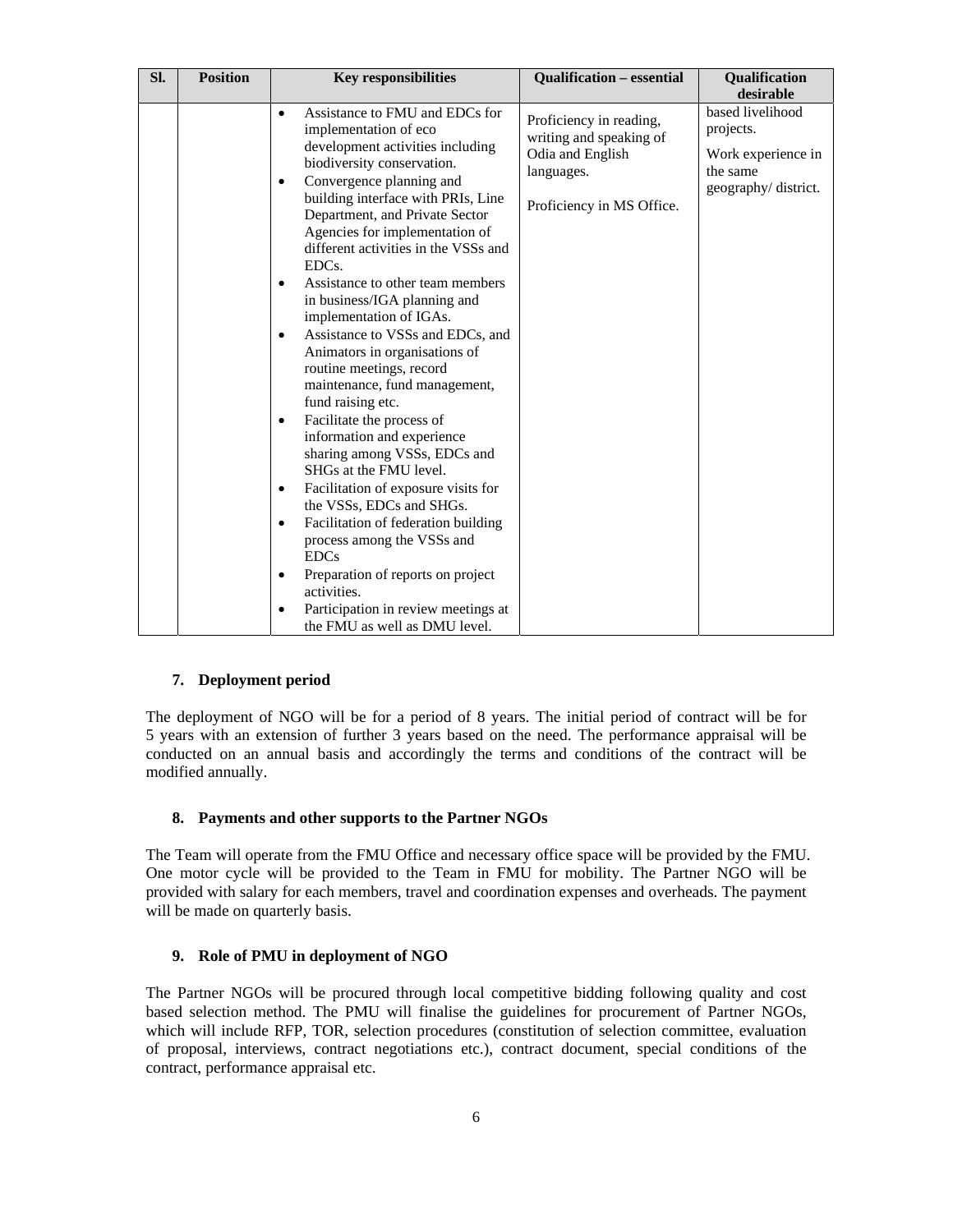| Sl. | Position | Key responsibilities | Qualification – essential | Qualification desirable |
|---|---|---|---|---|
| | | • Assistance to FMU and EDCs for implementation of eco development activities including biodiversity conservation.<br>• Convergence planning and building interface with PRIs, Line Department, and Private Sector Agencies for implementation of different activities in the VSSs and EDCs.<br>• Assistance to other team members in business/IGA planning and implementation of IGAs.<br>• Assistance to VSSs and EDCs, and Animators in organisations of routine meetings, record maintenance, fund management, fund raising etc.<br>• Facilitate the process of information and experience sharing among VSSs, EDCs and SHGs at the FMU level.<br>• Facilitation of exposure visits for the VSSs, EDCs and SHGs.<br>• Facilitation of federation building process among the VSSs and EDCs<br>• Preparation of reports on project activities.<br>• Participation in review meetings at the FMU as well as DMU level. | Proficiency in reading, writing and speaking of Odia and English languages.<br><br>Proficiency in MS Office. | based livelihood projects.<br><br>Work experience in the same geography/ district. |

### 7. Deployment period

The deployment of NGO will be for a period of 8 years. The initial period of contract will be for 5 years with an extension of further 3 years based on the need. The performance appraisal will be conducted on an annual basis and accordingly the terms and conditions of the contract will be modified annually.

### 8. Payments and other supports to the Partner NGOs

The Team will operate from the FMU Office and necessary office space will be provided by the FMU. One motor cycle will be provided to the Team in FMU for mobility. The Partner NGO will be provided with salary for each members, travel and coordination expenses and overheads. The payment will be made on quarterly basis.

### 9. Role of PMU in deployment of NGO

The Partner NGOs will be procured through local competitive bidding following quality and cost based selection method. The PMU will finalise the guidelines for procurement of Partner NGOs, which will include RFP, TOR, selection procedures (constitution of selection committee, evaluation of proposal, interviews, contract negotiations etc.), contract document, special conditions of the contract, performance appraisal etc.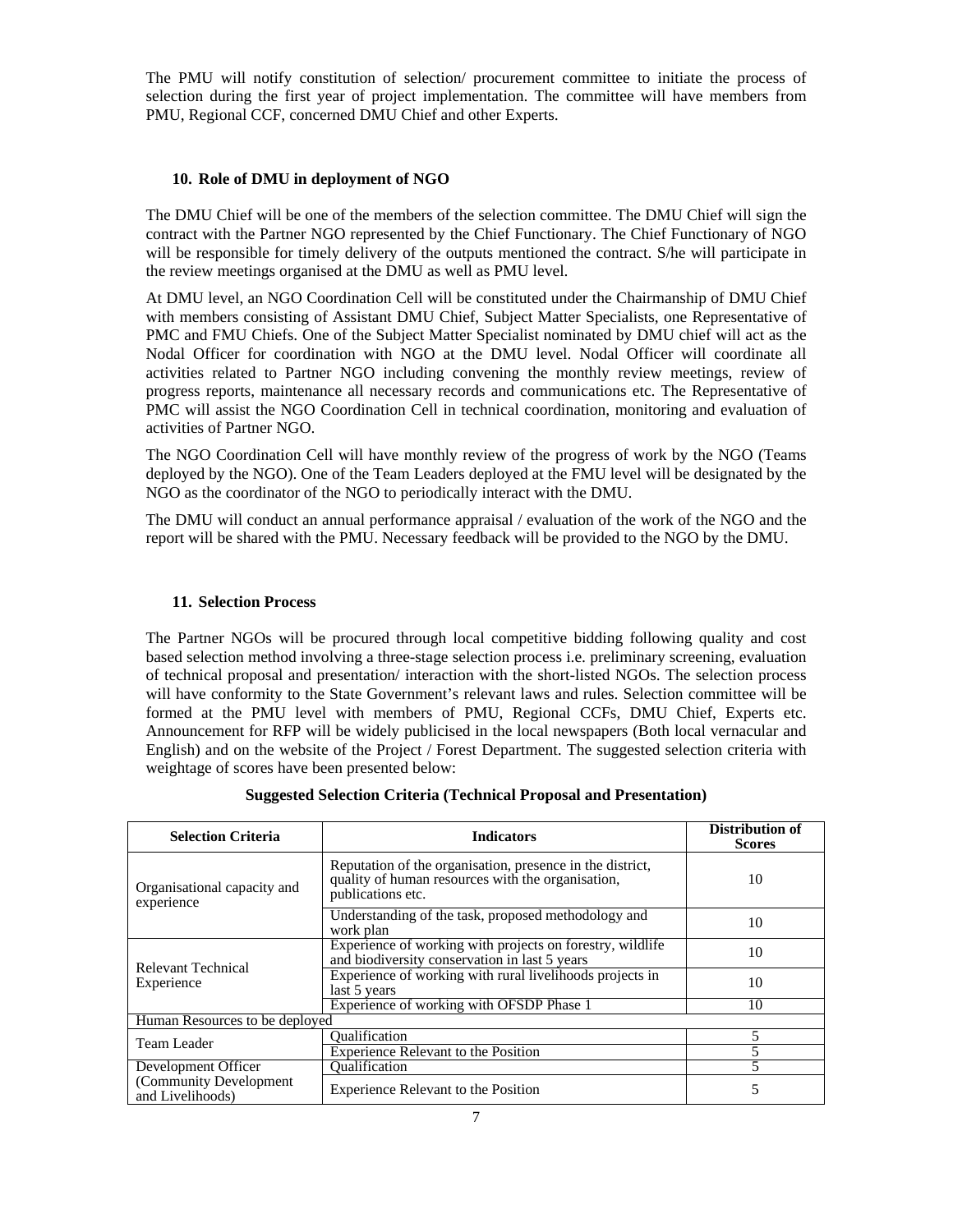The PMU will notify constitution of selection/ procurement committee to initiate the process of selection during the first year of project implementation. The committee will have members from PMU, Regional CCF, concerned DMU Chief and other Experts.

### 10. Role of DMU in deployment of NGO

The DMU Chief will be one of the members of the selection committee. The DMU Chief will sign the contract with the Partner NGO represented by the Chief Functionary. The Chief Functionary of NGO will be responsible for timely delivery of the outputs mentioned the contract. S/he will participate in the review meetings organised at the DMU as well as PMU level.

At DMU level, an NGO Coordination Cell will be constituted under the Chairmanship of DMU Chief with members consisting of Assistant DMU Chief, Subject Matter Specialists, one Representative of PMC and FMU Chiefs. One of the Subject Matter Specialist nominated by DMU chief will act as the Nodal Officer for coordination with NGO at the DMU level. Nodal Officer will coordinate all activities related to Partner NGO including convening the monthly review meetings, review of progress reports, maintenance all necessary records and communications etc. The Representative of PMC will assist the NGO Coordination Cell in technical coordination, monitoring and evaluation of activities of Partner NGO.

The NGO Coordination Cell will have monthly review of the progress of work by the NGO (Teams deployed by the NGO). One of the Team Leaders deployed at the FMU level will be designated by the NGO as the coordinator of the NGO to periodically interact with the DMU.

The DMU will conduct an annual performance appraisal / evaluation of the work of the NGO and the report will be shared with the PMU. Necessary feedback will be provided to the NGO by the DMU.

### 11. Selection Process

The Partner NGOs will be procured through local competitive bidding following quality and cost based selection method involving a three-stage selection process i.e. preliminary screening, evaluation of technical proposal and presentation/ interaction with the short-listed NGOs. The selection process will have conformity to the State Government's relevant laws and rules. Selection committee will be formed at the PMU level with members of PMU, Regional CCFs, DMU Chief, Experts etc. Announcement for RFP will be widely publicised in the local newspapers (Both local vernacular and English) and on the website of the Project / Forest Department. The suggested selection criteria with weightage of scores have been presented below:

**Suggested Selection Criteria (Technical Proposal and Presentation)**

| Selection Criteria | Indicators | Distribution of Scores |
|---|---|---|
| Organisational capacity and experience | Reputation of the organisation, presence in the district, quality of human resources with the organisation, publications etc. | 10 |
| | Understanding of the task, proposed methodology and work plan | 10 |
| Relevant Technical Experience | Experience of working with projects on forestry, wildlife and biodiversity conservation in last 5 years | 10 |
| | Experience of working with rural livelihoods projects in last 5 years | 10 |
| | Experience of working with OFSDP Phase 1 | 10 |
| Human Resources to be deployed | | |
| Team Leader | Qualification | 5 |
| | Experience Relevant to the Position | 5 |
| Development Officer (Community Development and Livelihoods) | Qualification | 5 |
| | Experience Relevant to the Position | 5 |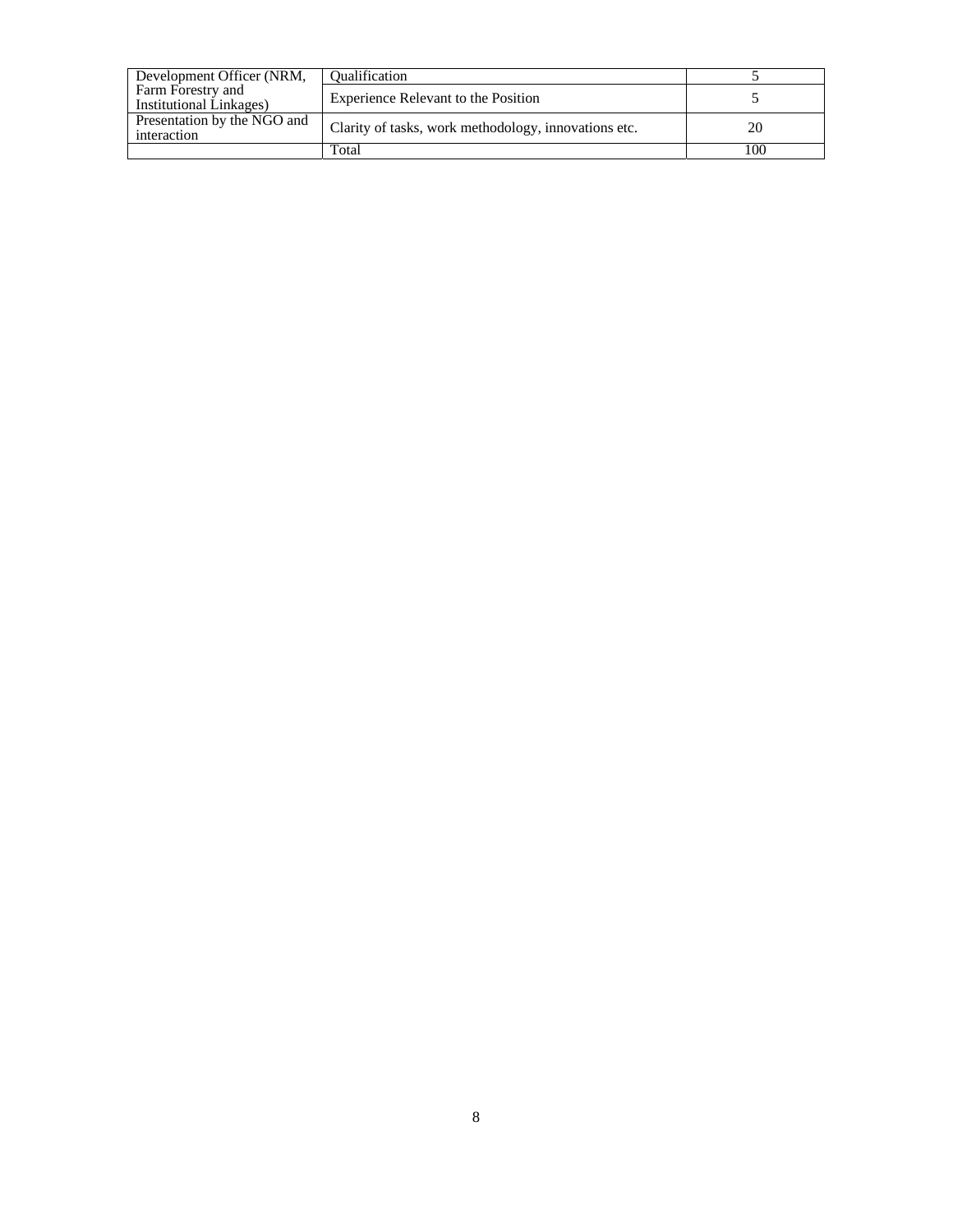| | | |
|---|---|---|
| Development Officer (NRM, Farm Forestry and Institutional Linkages) | Qualification | 5 |
| | Experience Relevant to the Position | 5 |
| Presentation by the NGO and interaction | Clarity of tasks, work methodology, innovations etc. | 20 |
| | Total | 100 |